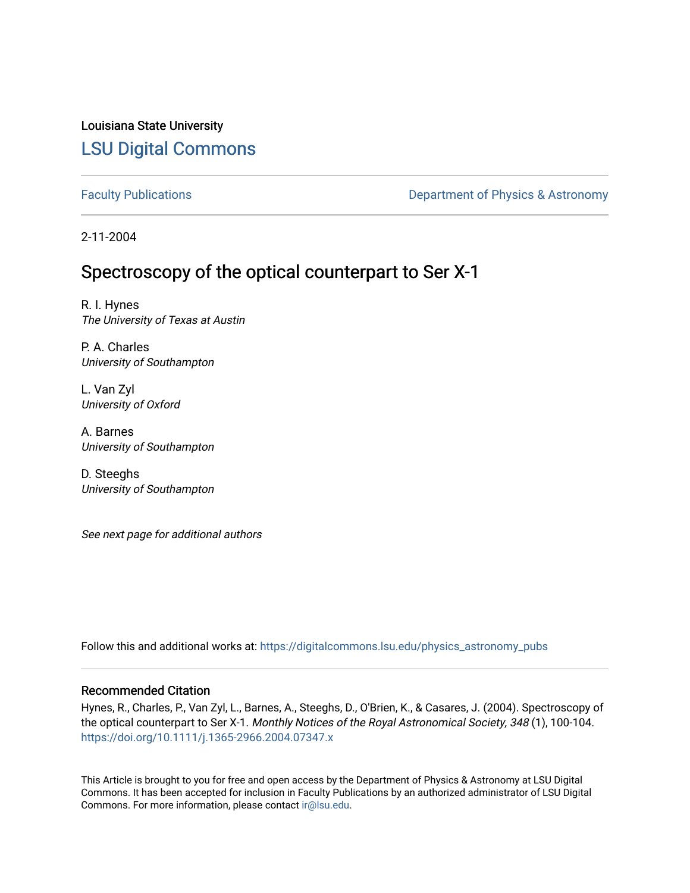Louisiana State University

# LSU Digital Commons

Faculty Publications

Department of Physics & Astronomy

2-11-2004

## Spectroscopy of the optical counterpart to Ser X-1

R. I. Hynes
*The University of Texas at Austin*

P. A. Charles
*University of Southampton*

L. Van Zyl
*University of Oxford*

A. Barnes
*University of Southampton*

D. Steeghs
*University of Southampton*

*See next page for additional authors*

Follow this and additional works at: https://digitalcommons.lsu.edu/physics_astronomy_pubs

### Recommended Citation

Hynes, R., Charles, P., Van Zyl, L., Barnes, A., Steeghs, D., O'Brien, K., & Casares, J. (2004). Spectroscopy of the optical counterpart to Ser X-1. *Monthly Notices of the Royal Astronomical Society, 348* (1), 100-104. https://doi.org/10.1111/j.1365-2966.2004.07347.x

This Article is brought to you for free and open access by the Department of Physics & Astronomy at LSU Digital Commons. It has been accepted for inclusion in Faculty Publications by an authorized administrator of LSU Digital Commons. For more information, please contact ir@lsu.edu.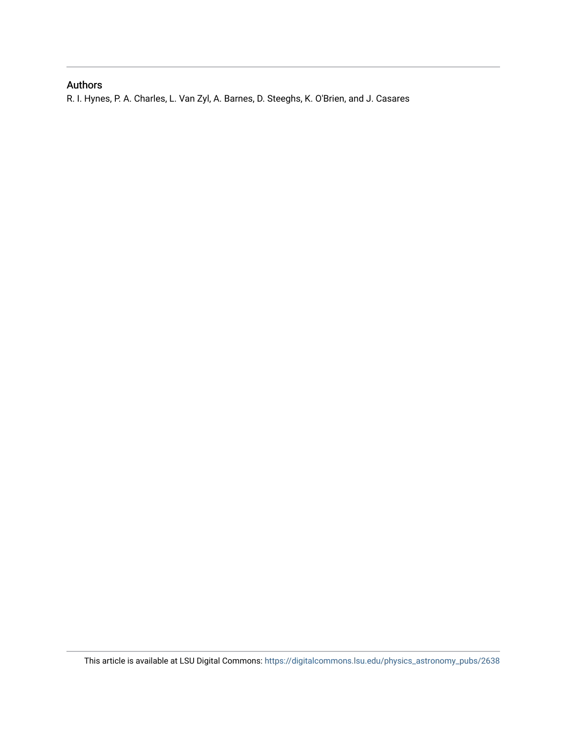## Authors

R. I. Hynes, P. A. Charles, L. Van Zyl, A. Barnes, D. Steeghs, K. O'Brien, and J. Casares

This article is available at LSU Digital Commons: https://digitalcommons.lsu.edu/physics_astronomy_pubs/2638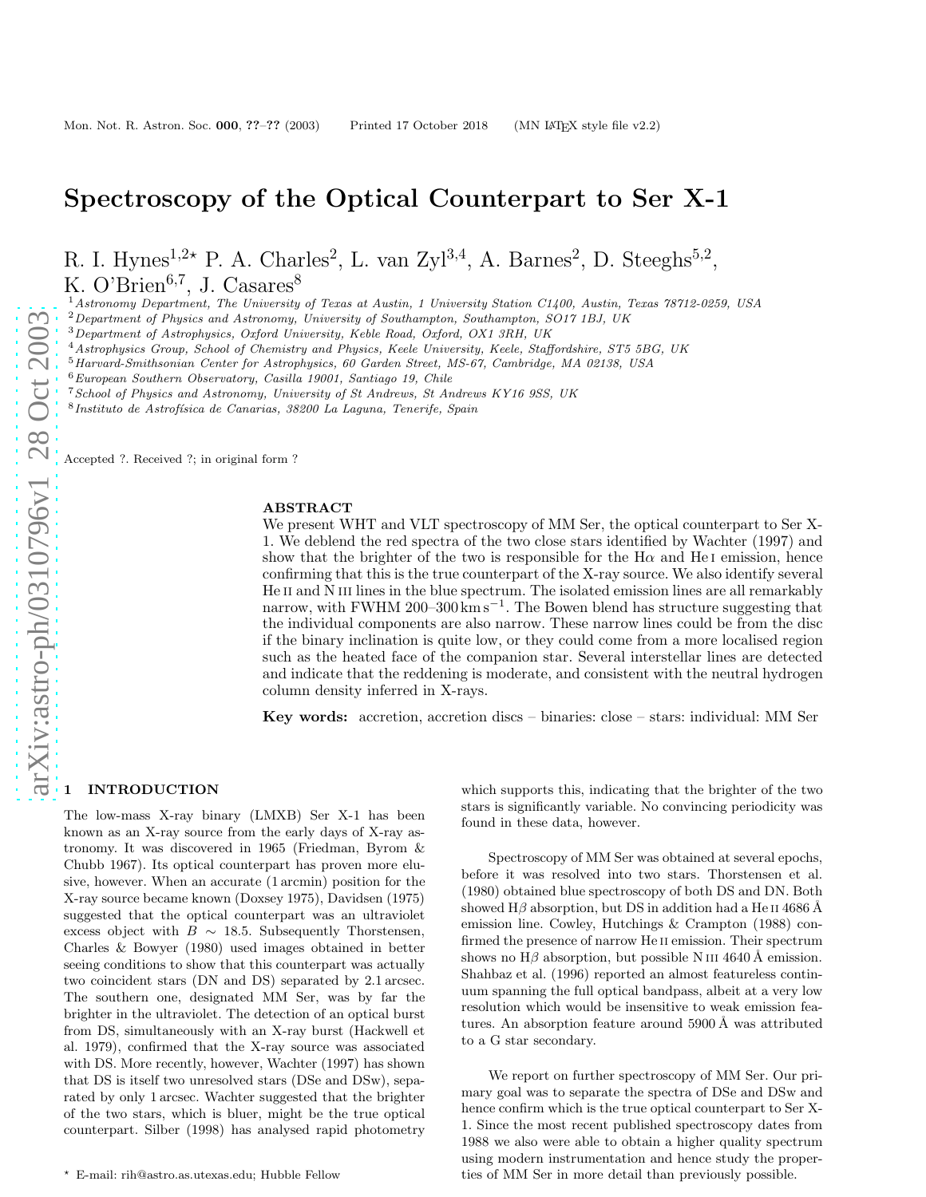# Spectroscopy of the Optical Counterpart to Ser X-1

R. I. Hynes[1,2⋆] P. A. Charles[2], L. van Zyl[3,4], A. Barnes[2], D. Steeghs[5,2], K. O'Brien[6,7], J. Casares[8]

[1] *Astronomy Department, The University of Texas at Austin, 1 University Station C1400, Austin, Texas 78712-0259, USA*
[2] *Department of Physics and Astronomy, University of Southampton, Southampton, SO17 1BJ, UK*
[3] *Department of Astrophysics, Oxford University, Keble Road, Oxford, OX1 3RH, UK*
[4] *Astrophysics Group, School of Chemistry and Physics, Keele University, Keele, Staffordshire, ST5 5BG, UK*
[5] *Harvard-Smithsonian Center for Astrophysics, 60 Garden Street, MS-67, Cambridge, MA 02138, USA*
[6] *European Southern Observatory, Casilla 19001, Santiago 19, Chile*
[7] *School of Physics and Astronomy, University of St Andrews, St Andrews KY16 9SS, UK*
[8] *Instituto de Astrofísica de Canarias, 38200 La Laguna, Tenerife, Spain*

Accepted ?. Received ?; in original form ?

## ABSTRACT

We present WHT and VLT spectroscopy of MM Ser, the optical counterpart to Ser X-1. We deblend the red spectra of the two close stars identified by Wachter (1997) and show that the brighter of the two is responsible for the H$\alpha$ and He I emission, hence confirming that this is the true counterpart of the X-ray source. We also identify several He II and N III lines in the blue spectrum. The isolated emission lines are all remarkably narrow, with FWHM 200–300 km s$^{-1}$. The Bowen blend has structure suggesting that the individual components are also narrow. These narrow lines could be from the disc if the binary inclination is quite low, or they could come from a more localised region such as the heated face of the companion star. Several interstellar lines are detected and indicate that the reddening is moderate, and consistent with the neutral hydrogen column density inferred in X-rays.

**Key words:** accretion, accretion discs – binaries: close – stars: individual: MM Ser

## 1 INTRODUCTION

The low-mass X-ray binary (LMXB) Ser X-1 has been known as an X-ray source from the early days of X-ray astronomy. It was discovered in 1965 (Friedman, Byrom & Chubb 1967). Its optical counterpart has proven more elusive, however. When an accurate (1 arcmin) position for the X-ray source became known (Doxsey 1975), Davidsen (1975) suggested that the optical counterpart was an ultraviolet excess object with $B \sim 18.5$. Subsequently Thorstensen, Charles & Bowyer (1980) used images obtained in better seeing conditions to show that this counterpart was actually two coincident stars (DN and DS) separated by 2.1 arcsec. The southern one, designated MM Ser, was by far the brighter in the ultraviolet. The detection of an optical burst from DS, simultaneously with an X-ray burst (Hackwell et al. 1979), confirmed that the X-ray source was associated with DS. More recently, however, Wachter (1997) has shown that DS is itself two unresolved stars (DSe and DSw), separated by only 1 arcsec. Wachter suggested that the brighter of the two stars, which is bluer, might be the true optical counterpart. Silber (1998) has analysed rapid photometry which supports this, indicating that the brighter of the two stars is significantly variable. No convincing periodicity was found in these data, however.

Spectroscopy of MM Ser was obtained at several epochs, before it was resolved into two stars. Thorstensen et al. (1980) obtained blue spectroscopy of both DS and DN. Both showed H$\beta$ absorption, but DS in addition had a He II 4686 Å emission line. Cowley, Hutchings & Crampton (1988) confirmed the presence of narrow He II emission. Their spectrum shows no H$\beta$ absorption, but possible N III 4640 Å emission. Shahbaz et al. (1996) reported an almost featureless continuum spanning the full optical bandpass, albeit at a very low resolution which would be insensitive to weak emission features. An absorption feature around 5900 Å was attributed to a G star secondary.

We report on further spectroscopy of MM Ser. Our primary goal was to separate the spectra of DSe and DSw and hence confirm which is the true optical counterpart to Ser X-1. Since the most recent published spectroscopy dates from 1988 we also were able to obtain a higher quality spectrum using modern instrumentation and hence study the properties of MM Ser in more detail than previously possible.

⋆ E-mail: rih@astro.as.utexas.edu; Hubble Fellow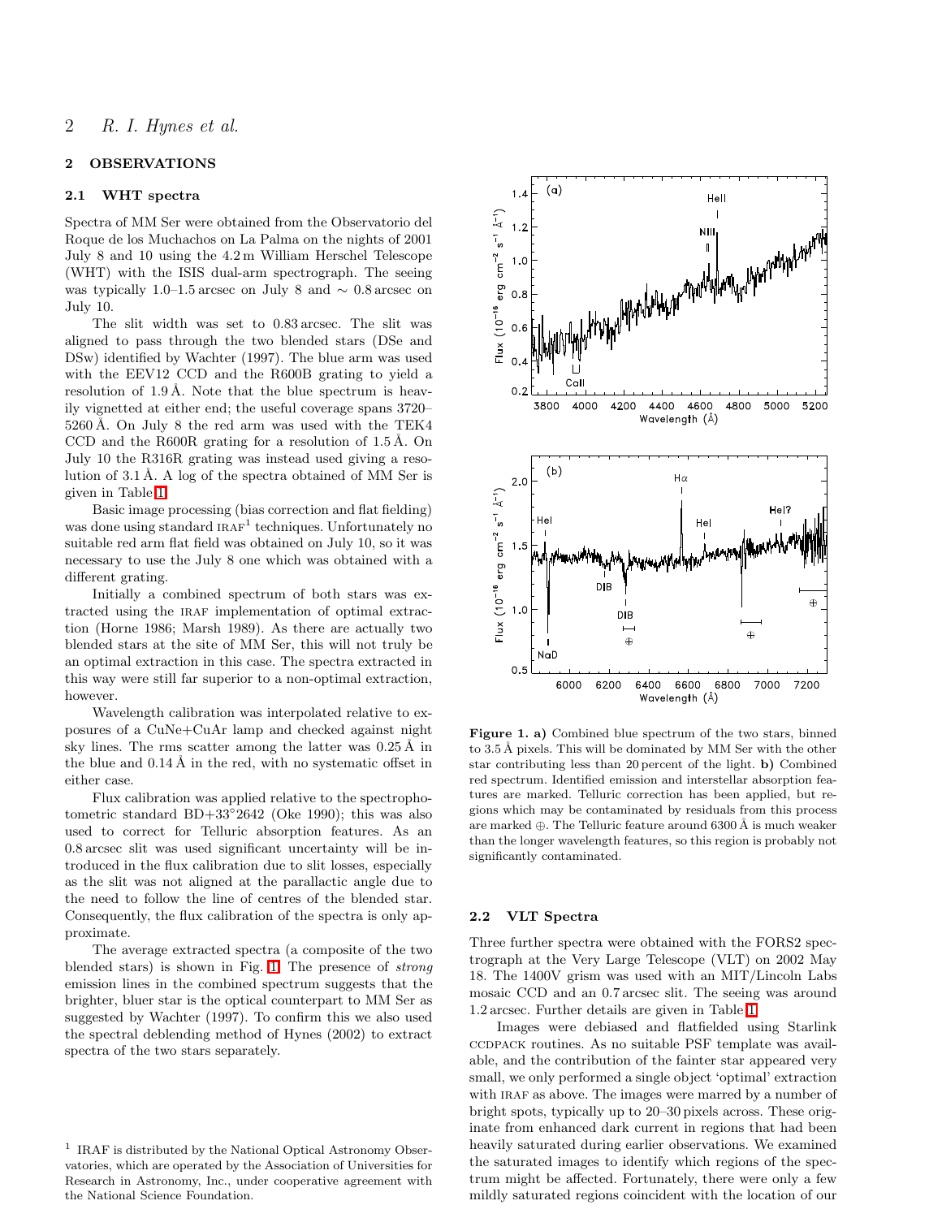## 2 OBSERVATIONS

### 2.1 WHT spectra

Spectra of MM Ser were obtained from the Observatorio del Roque de los Muchachos on La Palma on the nights of 2001 July 8 and 10 using the 4.2 m William Herschel Telescope (WHT) with the ISIS dual-arm spectrograph. The seeing was typically 1.0–1.5 arcsec on July 8 and ∼ 0.8 arcsec on July 10.

The slit width was set to 0.83 arcsec. The slit was aligned to pass through the two blended stars (DSe and DSw) identified by Wachter (1997). The blue arm was used with the EEV12 CCD and the R600B grating to yield a resolution of 1.9 Å. Note that the blue spectrum is heavily vignetted at either end; the useful coverage spans 3720–5260 Å. On July 8 the red arm was used with the TEK4 CCD and the R600R grating for a resolution of 1.5 Å. On July 10 the R316R grating was instead used giving a resolution of 3.1 Å. A log of the spectra obtained of MM Ser is given in Table 1.

Basic image processing (bias correction and flat fielding) was done using standard IRAF[1] techniques. Unfortunately no suitable red arm flat field was obtained on July 10, so it was necessary to use the July 8 one which was obtained with a different grating.

Initially a combined spectrum of both stars was extracted using the IRAF implementation of optimal extraction (Horne 1986; Marsh 1989). As there are actually two blended stars at the site of MM Ser, this will not truly be an optimal extraction in this case. The spectra extracted in this way were still far superior to a non-optimal extraction, however.

Wavelength calibration was interpolated relative to exposures of a CuNe+CuAr lamp and checked against night sky lines. The rms scatter among the latter was 0.25 Å in the blue and 0.14 Å in the red, with no systematic offset in either case.

Flux calibration was applied relative to the spectrophotometric standard BD+33°2642 (Oke 1990); this was also used to correct for Telluric absorption features. As an 0.8 arcsec slit was used significant uncertainty will be introduced in the flux calibration due to slit losses, especially as the slit was not aligned at the parallactic angle due to the need to follow the line of centres of the blended star. Consequently, the flux calibration of the spectra is only approximate.

The average extracted spectra (a composite of the two blended stars) is shown in Fig. 1. The presence of *strong* emission lines in the combined spectrum suggests that the brighter, bluer star is the optical counterpart to MM Ser as suggested by Wachter (1997). To confirm this we also used the spectral deblending method of Hynes (2002) to extract spectra of the two stars separately.

[1] IRAF is distributed by the National Optical Astronomy Observatories, which are operated by the Association of Universities for Research in Astronomy, Inc., under cooperative agreement with the National Science Foundation.

**Figure 1. a)** Combined blue spectrum of the two stars, binned to 3.5 Å pixels. This will be dominated by MM Ser with the other star contributing less than 20 percent of the light. **b)** Combined red spectrum. Identified emission and interstellar absorption features are marked. Telluric correction has been applied, but regions which may be contaminated by residuals from this process are marked ⊕. The Telluric feature around 6300 Å is much weaker than the longer wavelength features, so this region is probably not significantly contaminated.

### 2.2 VLT Spectra

Three further spectra were obtained with the FORS2 spectrograph at the Very Large Telescope (VLT) on 2002 May 18. The 1400V grism was used with an MIT/Lincoln Labs mosaic CCD and an 0.7 arcsec slit. The seeing was around 1.2 arcsec. Further details are given in Table 1.

Images were debiased and flatfielded using Starlink CCDPACK routines. As no suitable PSF template was available, and the contribution of the fainter star appeared very small, we only performed a single object 'optimal' extraction with IRAF as above. The images were marred by a number of bright spots, typically up to 20–30 pixels across. These originate from enhanced dark current in regions that had been heavily saturated during earlier observations. We examined the saturated images to identify which regions of the spectrum might be affected. Fortunately, there were only a few mildly saturated regions coincident with the location of our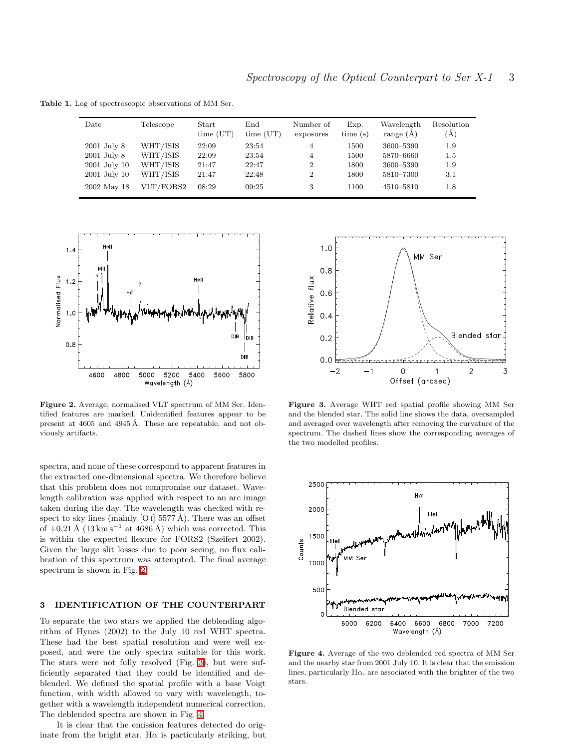**Table 1.** Log of spectroscopic observations of MM Ser.

| Date | Telescope | Start time (UT) | End time (UT) | Number of exposures | Exp. time (s) | Wavelength range (Å) | Resolution (Å) |
|---|---|---|---|---|---|---|---|
| 2001 July 8 | WHT/ISIS | 22:09 | 23:54 | 4 | 1500 | 3600–5390 | 1.9 |
| 2001 July 8 | WHT/ISIS | 22:09 | 23:54 | 4 | 1500 | 5870–6660 | 1.5 |
| 2001 July 10 | WHT/ISIS | 21:47 | 22:47 | 2 | 1800 | 3600–5390 | 1.9 |
| 2001 July 10 | WHT/ISIS | 21:47 | 22:48 | 2 | 1800 | 5810–7300 | 3.1 |
| 2002 May 18 | VLT/FORS2 | 08:29 | 09:25 | 3 | 1100 | 4510–5810 | 1.8 |

**Figure 2.** Average, normalised VLT spectrum of MM Ser. Identified features are marked. Unidentified features appear to be present at 4605 and 4945 Å. These are repeatable, and not obviously artifacts.

**Figure 3.** Average WHT red spatial profile showing MM Ser and the blended star. The solid line shows the data, oversampled and averaged over wavelength after removing the curvature of the spectrum. The dashed lines show the corresponding averages of the two modelled profiles.

spectra, and none of these correspond to apparent features in the extracted one-dimensional spectra. We therefore believe that this problem does not compromise our dataset. Wavelength calibration was applied with respect to an arc image taken during the day. The wavelength was checked with respect to sky lines (mainly [O I] 5577 Å). There was an offset of +0.21 Å (13 km s$^{-1}$ at 4686 Å) which was corrected. This is within the expected flexure for FORS2 (Szeifert 2002). Given the large slit losses due to poor seeing, no flux calibration of this spectrum was attempted. The final average spectrum is shown in Fig. 2.

## 3 IDENTIFICATION OF THE COUNTERPART

To separate the two stars we applied the deblending algorithm of Hynes (2002) to the July 10 red WHT spectra. These had the best spatial resolution and were well exposed, and were the only spectra suitable for this work. The stars were not fully resolved (Fig. 3), but were sufficiently separated that they could be identified and deblended. We defined the spatial profile with a base Voigt function, with width allowed to vary with wavelength, together with a wavelength independent numerical correction. The deblended spectra are shown in Fig. 4.

It is clear that the emission features detected do originate from the bright star. Hα is particularly striking, but

**Figure 4.** Average of the two deblended red spectra of MM Ser and the nearby star from 2001 July 10. It is clear that the emission lines, particularly Hα, are associated with the brighter of the two stars.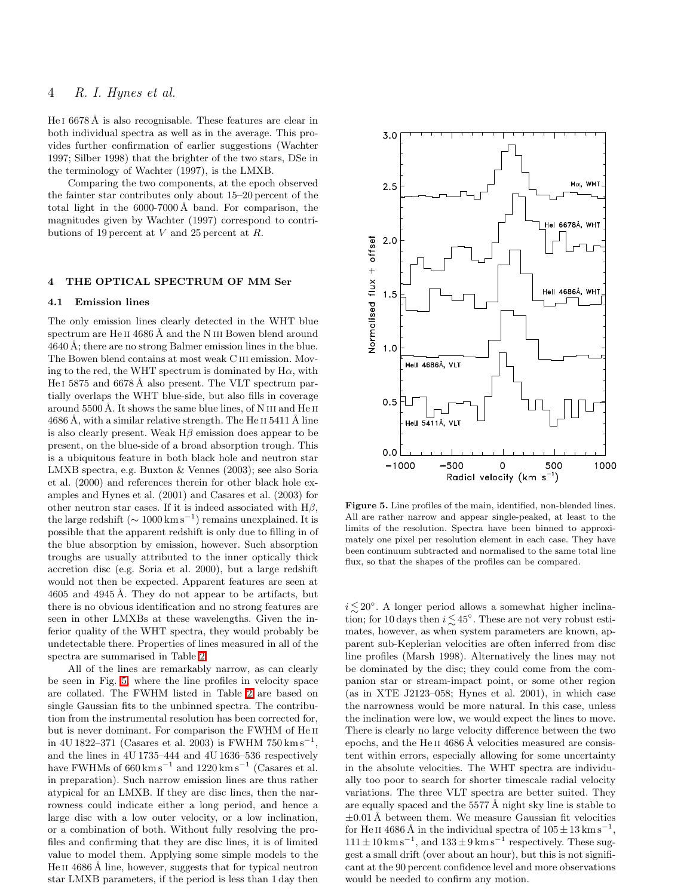He I 6678 Å is also recognisable. These features are clear in both individual spectra as well as in the average. This provides further confirmation of earlier suggestions (Wachter 1997; Silber 1998) that the brighter of the two stars, DSe in the terminology of Wachter (1997), is the LMXB.

Comparing the two components, at the epoch observed the fainter star contributes only about 15–20 percent of the total light in the 6000-7000 Å band. For comparison, the magnitudes given by Wachter (1997) correspond to contributions of 19 percent at $V$ and 25 percent at $R$.

## 4 THE OPTICAL SPECTRUM OF MM Ser

### 4.1 Emission lines

The only emission lines clearly detected in the WHT blue spectrum are He II 4686 Å and the N III Bowen blend around 4640 Å; there are no strong Balmer emission lines in the blue. The Bowen blend contains at most weak C III emission. Moving to the red, the WHT spectrum is dominated by H$\alpha$, with He I 5875 and 6678 Å also present. The VLT spectrum partially overlaps the WHT blue-side, but also fills in coverage around 5500 Å. It shows the same blue lines, of N III and He II 4686 Å, with a similar relative strength. The He II 5411 Å line is also clearly present. Weak H$\beta$ emission does appear to be present, on the blue-side of a broad absorption trough. This is a ubiquitous feature in both black hole and neutron star LMXB spectra, e.g. Buxton & Vennes (2003); see also Soria et al. (2000) and references therein for other black hole examples and Hynes et al. (2001) and Casares et al. (2003) for other neutron star cases. If it is indeed associated with H$\beta$, the large redshift ($\sim 1000\,\mathrm{km\,s^{-1}}$) remains unexplained. It is possible that the apparent redshift is only due to filling in of the blue absorption by emission, however. Such absorption troughs are usually attributed to the inner optically thick accretion disc (e.g. Soria et al. 2000), but a large redshift would not then be expected. Apparent features are seen at 4605 and 4945 Å. They do not appear to be artifacts, but there is no obvious identification and no strong features are seen in other LMXBs at these wavelengths. Given the inferior quality of the WHT spectra, they would probably be undetectable there. Properties of lines measured in all of the spectra are summarised in Table 2.

All of the lines are remarkably narrow, as can clearly be seen in Fig. 5, where the line profiles in velocity space are collated. The FWHM listed in Table 2 are based on single Gaussian fits to the unbinned spectra. The contribution from the instrumental resolution has been corrected for, but is never dominant. For comparison the FWHM of He II in 4U 1822–371 (Casares et al. 2003) is FWHM $750\,\mathrm{km\,s^{-1}}$, and the lines in 4U 1735–444 and 4U 1636–536 respectively have FWHMs of $660\,\mathrm{km\,s^{-1}}$ and $1220\,\mathrm{km\,s^{-1}}$ (Casares et al. in preparation). Such narrow emission lines are thus rather atypical for an LMXB. If they are disc lines, then the narrowness could indicate either a long period, and hence a large disc with a low outer velocity, or a low inclination, or a combination of both. Without fully resolving the profiles and confirming that they are disc lines, it is of limited value to model them. Applying some simple models to the He II 4686 Å line, however, suggests that for typical neutron star LMXB parameters, if the period is less than 1 day then $i \lesssim 20^\circ$. A longer period allows a somewhat higher inclination; for 10 days then $i \lesssim 45^\circ$. These are not very robust estimates, however, as when system parameters are known, apparent sub-Keplerian velocities are often inferred from disc line profiles (Marsh 1998). Alternatively the lines may not be dominated by the disc; they could come from the companion star or stream-impact point, or some other region (as in XTE J2123–058; Hynes et al. 2001), in which case the narrowness would be more natural. In this case, unless the inclination were low, we would expect the lines to move. There is clearly no large velocity difference between the two epochs, and the He II 4686 Å velocities measured are consistent within errors, especially allowing for some uncertainty in the absolute velocities. The WHT spectra are individually too poor to search for shorter timescale radial velocity variations. The three VLT spectra are better suited. They are equally spaced and the 5577 Å night sky line is stable to $\pm 0.01$ Å between them. We measure Gaussian fit velocities for He II 4686 Å in the individual spectra of $105 \pm 13\,\mathrm{km\,s^{-1}}$, $111 \pm 10\,\mathrm{km\,s^{-1}}$, and $133 \pm 9\,\mathrm{km\,s^{-1}}$ respectively. These suggest a small drift (over about an hour), but this is not significant at the 90 percent confidence level and more observations would be needed to confirm any motion.

**Figure 5.** Line profiles of the main, identified, non-blended lines. All are rather narrow and appear single-peaked, at least to the limits of the resolution. Spectra have been binned to approximately one pixel per resolution element in each case. They have been continuum subtracted and normalised to the same total line flux, so that the shapes of the profiles can be compared.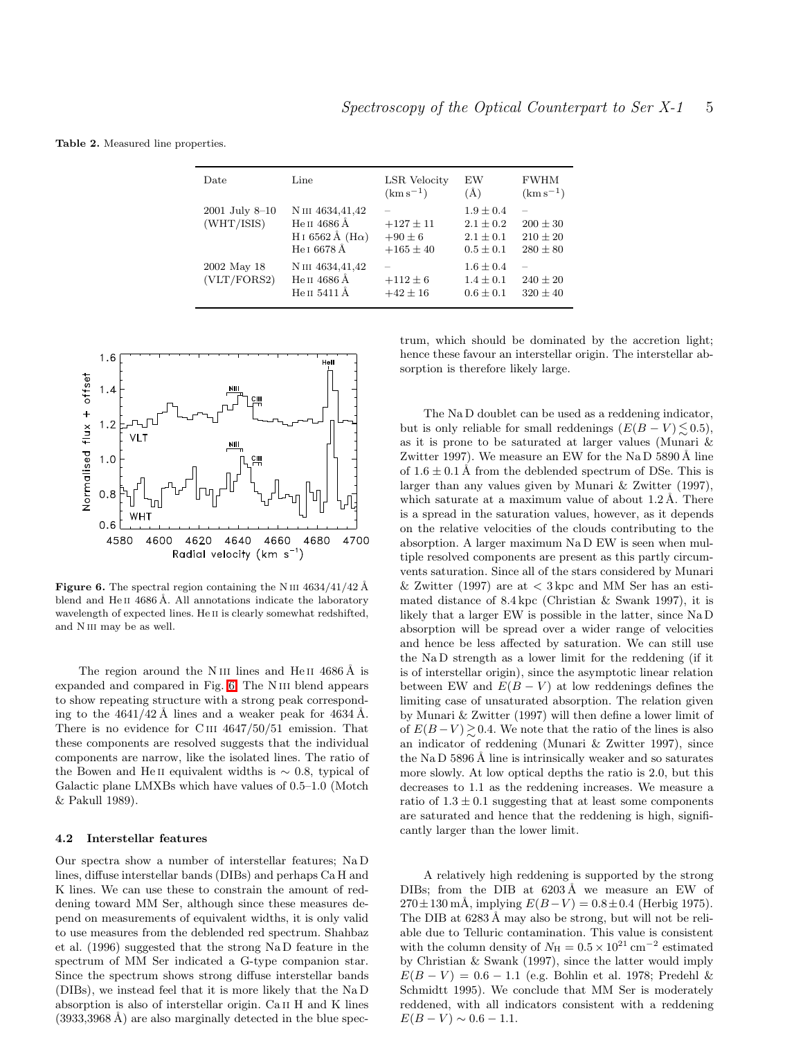**Table 2.** Measured line properties.

| Date | Line | LSR Velocity ($\mathrm{km\,s^{-1}}$) | EW (Å) | FWHM ($\mathrm{km\,s^{-1}}$) |
|---|---|---|---|---|
| 2001 July 8–10 (WHT/ISIS) | N III 4634,41,42 | – | $1.9 \pm 0.4$ | – |
| | He II 4686 Å | $+127 \pm 11$ | $2.1 \pm 0.2$ | $200 \pm 30$ |
| | H I 6562 Å (H$\alpha$) | $+90 \pm 6$ | $2.1 \pm 0.1$ | $210 \pm 20$ |
| | He I 6678 Å | $+165 \pm 40$ | $0.5 \pm 0.1$ | $280 \pm 80$ |
| 2002 May 18 (VLT/FORS2) | N III 4634,41,42 | – | $1.6 \pm 0.4$ | – |
| | He II 4686 Å | $+112 \pm 6$ | $1.4 \pm 0.1$ | $240 \pm 20$ |
| | He II 5411 Å | $+42 \pm 16$ | $0.6 \pm 0.1$ | $320 \pm 40$ |

**Figure 6.** The spectral region containing the N III 4634/41/42 Å blend and He II 4686 Å. All annotations indicate the laboratory wavelength of expected lines. He II is clearly somewhat redshifted, and N III may be as well.

The region around the N III lines and He II 4686 Å is expanded and compared in Fig. 6. The N III blend appears to show repeating structure with a strong peak corresponding to the 4641/42 Å lines and a weaker peak for 4634 Å. There is no evidence for C III 4647/50/51 emission. That these components are resolved suggests that the individual components are narrow, like the isolated lines. The ratio of the Bowen and He II equivalent widths is $\sim 0.8$, typical of Galactic plane LMXBs which have values of 0.5–1.0 (Motch & Pakull 1989).

### 4.2 Interstellar features

Our spectra show a number of interstellar features; Na D lines, diffuse interstellar bands (DIBs) and perhaps Ca H and K lines. We can use these to constrain the amount of reddening toward MM Ser, although since these measures depend on measurements of equivalent widths, it is only valid to use measures from the deblended red spectrum. Shahbaz et al. (1996) suggested that the strong Na D feature in the spectrum of MM Ser indicated a G-type companion star. Since the spectrum shows strong diffuse interstellar bands (DIBs), we instead feel that it is more likely that the Na D absorption is also of interstellar origin. Ca II H and K lines (3933,3968 Å) are also marginally detected in the blue spectrum, which should be dominated by the accretion light; hence these favour an interstellar origin. The interstellar absorption is therefore likely large.

The Na D doublet can be used as a reddening indicator, but is only reliable for small reddenings ($E(B-V) \lesssim 0.5$), as it is prone to be saturated at larger values (Munari & Zwitter 1997). We measure an EW for the Na D 5890 Å line of $1.6 \pm 0.1$ Å from the deblended spectrum of DSe. This is larger than any values given by Munari & Zwitter (1997), which saturate at a maximum value of about 1.2 Å. There is a spread in the saturation values, however, as it depends on the relative velocities of the clouds contributing to the absorption. A larger maximum Na D EW is seen when multiple resolved components are present as this partly circumvents saturation. Since all of the stars considered by Munari & Zwitter (1997) are at $< 3$ kpc and MM Ser has an estimated distance of 8.4 kpc (Christian & Swank 1997), it is likely that a larger EW is possible in the latter, since Na D absorption will be spread over a wider range of velocities and hence be less affected by saturation. We can still use the Na D strength as a lower limit for the reddening (if it is of interstellar origin), since the asymptotic linear relation between EW and $E(B-V)$ at low reddenings defines the limiting case of unsaturated absorption. The relation given by Munari & Zwitter (1997) will then define a lower limit of of $E(B-V) \gtrsim 0.4$. We note that the ratio of the lines is also an indicator of reddening (Munari & Zwitter 1997), since the Na D 5896 Å line is intrinsically weaker and so saturates more slowly. At low optical depths the ratio is 2.0, but this decreases to 1.1 as the reddening increases. We measure a ratio of $1.3 \pm 0.1$ suggesting that at least some components are saturated and hence that the reddening is high, significantly larger than the lower limit.

A relatively high reddening is supported by the strong DIBs; from the DIB at 6203 Å we measure an EW of $270 \pm 130$ mÅ, implying $E(B-V) = 0.8 \pm 0.4$ (Herbig 1975). The DIB at 6283 Å may also be strong, but will not be reliable due to Telluric contamination. This value is consistent with the column density of $N_{\mathrm{H}} = 0.5 \times 10^{21}\ \mathrm{cm^{-2}}$ estimated by Christian & Swank (1997), since the latter would imply $E(B-V) = 0.6 - 1.1$ (e.g. Bohlin et al. 1978; Predehl & Schmidtt 1995). We conclude that MM Ser is moderately reddened, with all indicators consistent with a reddening $E(B-V) \sim 0.6 - 1.1$.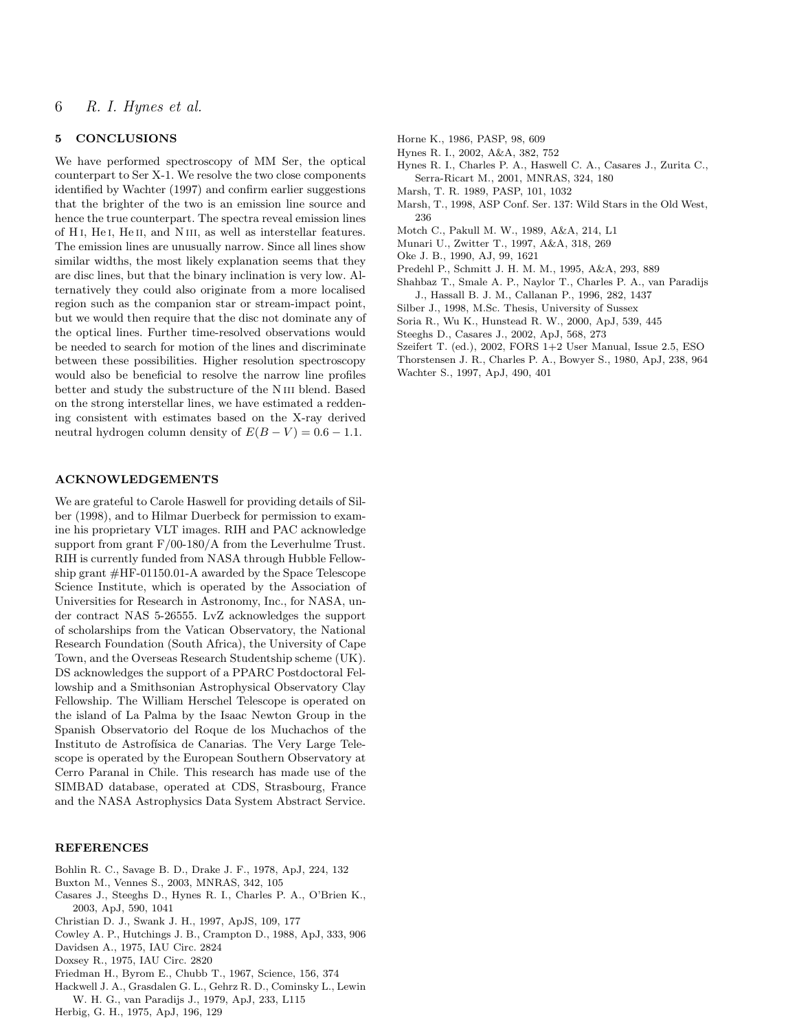## 5 CONCLUSIONS

We have performed spectroscopy of MM Ser, the optical counterpart to Ser X-1. We resolve the two close components identified by Wachter (1997) and confirm earlier suggestions that the brighter of the two is an emission line source and hence the true counterpart. The spectra reveal emission lines of H I, He I, He II, and N III, as well as interstellar features. The emission lines are unusually narrow. Since all lines show similar widths, the most likely explanation seems that they are disc lines, but that the binary inclination is very low. Alternatively they could also originate from a more localised region such as the companion star or stream-impact point, but we would then require that the disc not dominate any of the optical lines. Further time-resolved observations would be needed to search for motion of the lines and discriminate between these possibilities. Higher resolution spectroscopy would also be beneficial to resolve the narrow line profiles better and study the substructure of the N III blend. Based on the strong interstellar lines, we have estimated a reddening consistent with estimates based on the X-ray derived neutral hydrogen column density of $E(B-V) = 0.6 - 1.1$.

## ACKNOWLEDGEMENTS

We are grateful to Carole Haswell for providing details of Silber (1998), and to Hilmar Duerbeck for permission to examine his proprietary VLT images. RIH and PAC acknowledge support from grant F/00-180/A from the Leverhulme Trust. RIH is currently funded from NASA through Hubble Fellowship grant #HF-01150.01-A awarded by the Space Telescope Science Institute, which is operated by the Association of Universities for Research in Astronomy, Inc., for NASA, under contract NAS 5-26555. LvZ acknowledges the support of scholarships from the Vatican Observatory, the National Research Foundation (South Africa), the University of Cape Town, and the Overseas Research Studentship scheme (UK). DS acknowledges the support of a PPARC Postdoctoral Fellowship and a Smithsonian Astrophysical Observatory Clay Fellowship. The William Herschel Telescope is operated on the island of La Palma by the Isaac Newton Group in the Spanish Observatorio del Roque de los Muchachos of the Instituto de Astrofísica de Canarias. The Very Large Telescope is operated by the European Southern Observatory at Cerro Paranal in Chile. This research has made use of the SIMBAD database, operated at CDS, Strasbourg, France and the NASA Astrophysics Data System Abstract Service.

## REFERENCES

Bohlin R. C., Savage B. D., Drake J. F., 1978, ApJ, 224, 132
Buxton M., Vennes S., 2003, MNRAS, 342, 105
Casares J., Steeghs D., Hynes R. I., Charles P. A., O'Brien K., 2003, ApJ, 590, 1041
Christian D. J., Swank J. H., 1997, ApJS, 109, 177
Cowley A. P., Hutchings J. B., Crampton D., 1988, ApJ, 333, 906
Davidsen A., 1975, IAU Circ. 2824
Doxsey R., 1975, IAU Circ. 2820
Friedman H., Byrom E., Chubb T., 1967, Science, 156, 374
Hackwell J. A., Grasdalen G. L., Gehrz R. D., Cominsky L., Lewin W. H. G., van Paradijs J., 1979, ApJ, 233, L115
Herbig, G. H., 1975, ApJ, 196, 129
Horne K., 1986, PASP, 98, 609
Hynes R. I., 2002, A&A, 382, 752
Hynes R. I., Charles P. A., Haswell C. A., Casares J., Zurita C., Serra-Ricart M., 2001, MNRAS, 324, 180
Marsh, T. R. 1989, PASP, 101, 1032
Marsh, T., 1998, ASP Conf. Ser. 137: Wild Stars in the Old West, 236
Motch C., Pakull M. W., 1989, A&A, 214, L1
Munari U., Zwitter T., 1997, A&A, 318, 269
Oke J. B., 1990, AJ, 99, 1621
Predehl P., Schmitt J. H. M. M., 1995, A&A, 293, 889
Shahbaz T., Smale A. P., Naylor T., Charles P. A., van Paradijs J., Hassall B. J. M., Callanan P., 1996, 282, 1437
Silber J., 1998, M.Sc. Thesis, University of Sussex
Soria R., Wu K., Hunstead R. W., 2000, ApJ, 539, 445
Steeghs D., Casares J., 2002, ApJ, 568, 273
Szeifert T. (ed.), 2002, FORS 1+2 User Manual, Issue 2.5, ESO
Thorstensen J. R., Charles P. A., Bowyer S., 1980, ApJ, 238, 964
Wachter S., 1997, ApJ, 490, 401